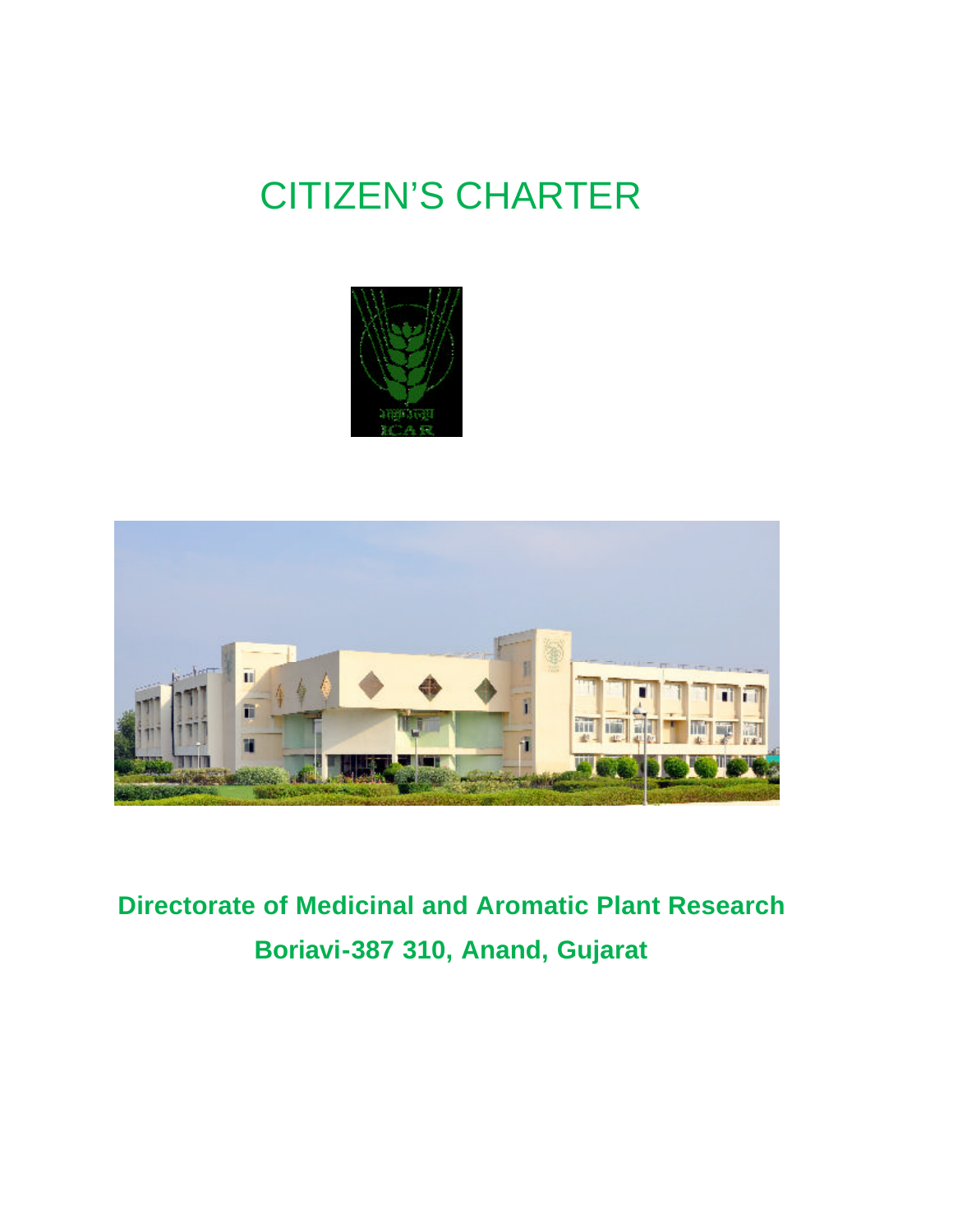# CITIZEN'S CHARTER

**Directorate of Medicinal and Aromatic Plant Research**

**Boriavi-387 310, Anand, Gujarat**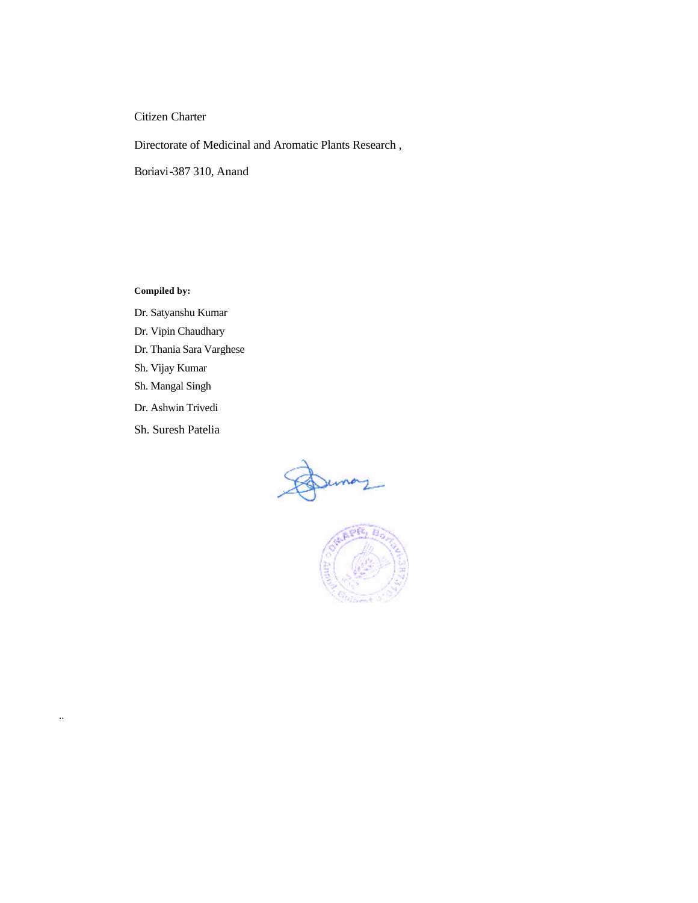Citizen Charter

Directorate of Medicinal and Aromatic Plants Research ,

Boriavi-387 310, Anand

**Compiled by:**

Dr. Satyanshu Kumar

Dr. Vipin Chaudhary

Dr. Thania Sara Varghese

Sh. Vijay Kumar

Sh. Mangal Singh

Dr. Ashwin Trivedi

Sh. Suresh Patelia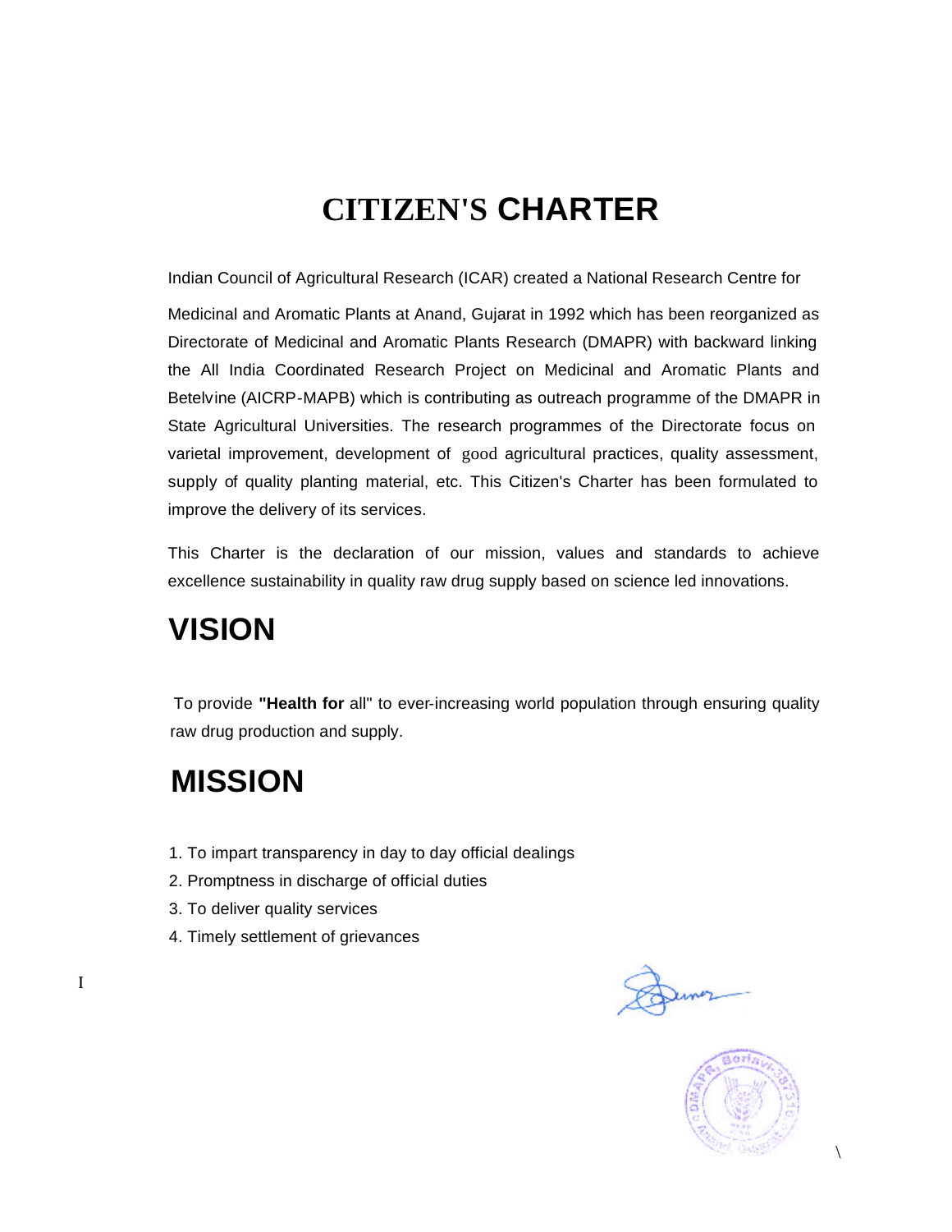# CITIZEN'S CHARTER

Indian Council of Agricultural Research (ICAR) created a National Research Centre for Medicinal and Aromatic Plants at Anand, Gujarat in 1992 which has been reorganized as Directorate of Medicinal and Aromatic Plants Research (DMAPR) with backward linking the All India Coordinated Research Project on Medicinal and Aromatic Plants and Betelvine (AICRP-MAPB) which is contributing as outreach programme of the DMAPR in State Agricultural Universities. The research programmes of the Directorate focus on varietal improvement, development of good agricultural practices, quality assessment, supply of quality planting material, etc. This Citizen's Charter has been formulated to improve the delivery of its services.

This Charter is the declaration of our mission, values and standards to achieve excellence sustainability in quality raw drug supply based on science led innovations.

## VISION

To provide **"Health for** all" to ever-increasing world population through ensuring quality raw drug production and supply.

## MISSION

1. To impart transparency in day to day official dealings
2. Promptness in discharge of official duties
3. To deliver quality services
4. Timely settlement of grievances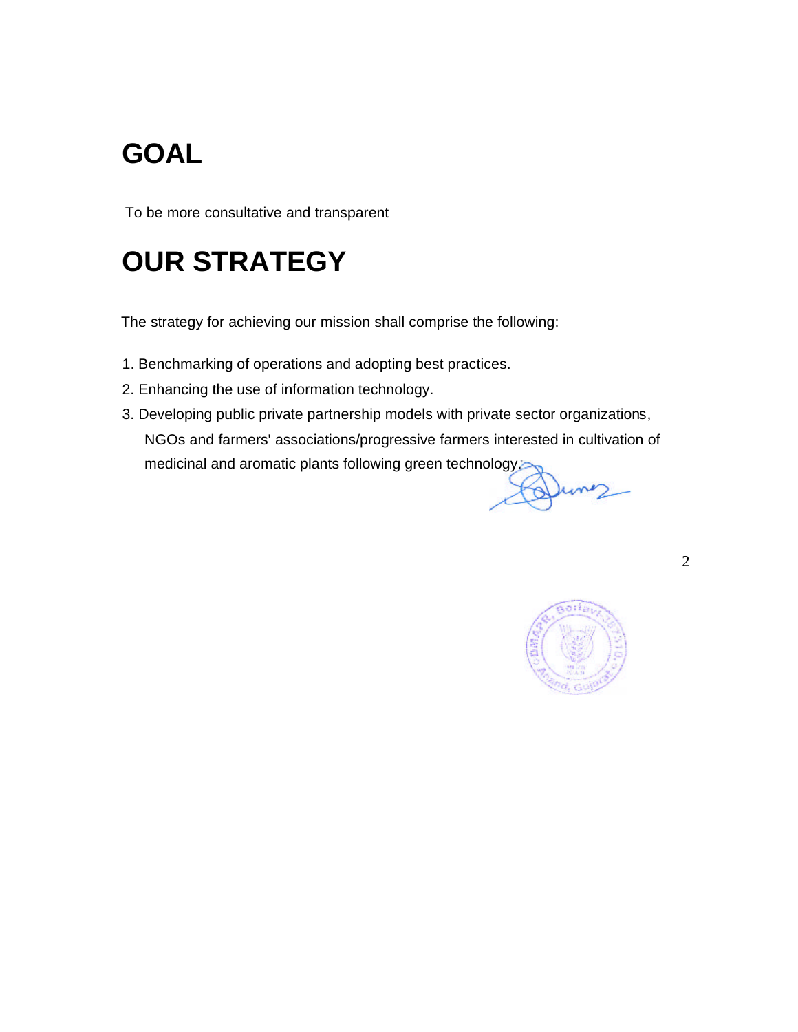# GOAL

To be more consultative and transparent

# OUR STRATEGY

The strategy for achieving our mission shall comprise the following:

1. Benchmarking of operations and adopting best practices.
2. Enhancing the use of information technology.
3. Developing public private partnership models with private sector organizations, NGOs and farmers' associations/progressive farmers interested in cultivation of medicinal and aromatic plants following green technology.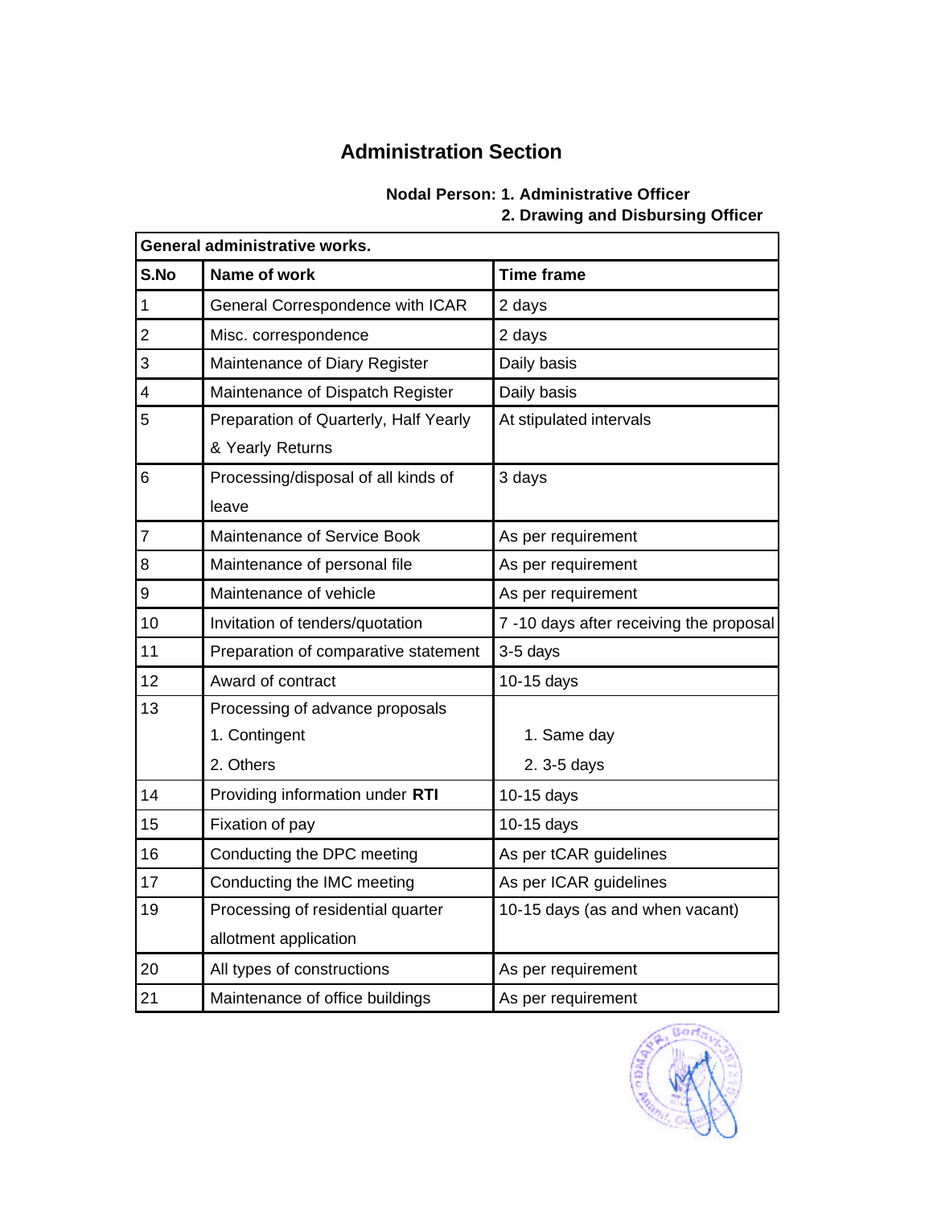# Administration Section

**Nodal Person: 1. Administrative Officer**
**2. Drawing and Disbursing Officer**

| General administrative works. | | |
|---|---|---|
| **S.No** | **Name of work** | **Time frame** |
| 1 | General Correspondence with ICAR | 2 days |
| 2 | Misc. correspondence | 2 days |
| 3 | Maintenance of Diary Register | Daily basis |
| 4 | Maintenance of Dispatch Register | Daily basis |
| 5 | Preparation of Quarterly, Half Yearly & Yearly Returns | At stipulated intervals |
| 6 | Processing/disposal of all kinds of leave | 3 days |
| 7 | Maintenance of Service Book | As per requirement |
| 8 | Maintenance of personal file | As per requirement |
| 9 | Maintenance of vehicle | As per requirement |
| 10 | Invitation of tenders/quotation | 7 -10 days after receiving the proposal |
| 11 | Preparation of comparative statement | 3-5 days |
| 12 | Award of contract | 10-15 days |
| 13 | Processing of advance proposals<br>1. Contingent<br>2. Others | <br>1. Same day<br>2. 3-5 days |
| 14 | Providing information under **RTI** | 10-15 days |
| 15 | Fixation of pay | 10-15 days |
| 16 | Conducting the DPC meeting | As per tCAR guidelines |
| 17 | Conducting the IMC meeting | As per ICAR guidelines |
| 19 | Processing of residential quarter allotment application | 10-15 days (as and when vacant) |
| 20 | All types of constructions | As per requirement |
| 21 | Maintenance of office buildings | As per requirement |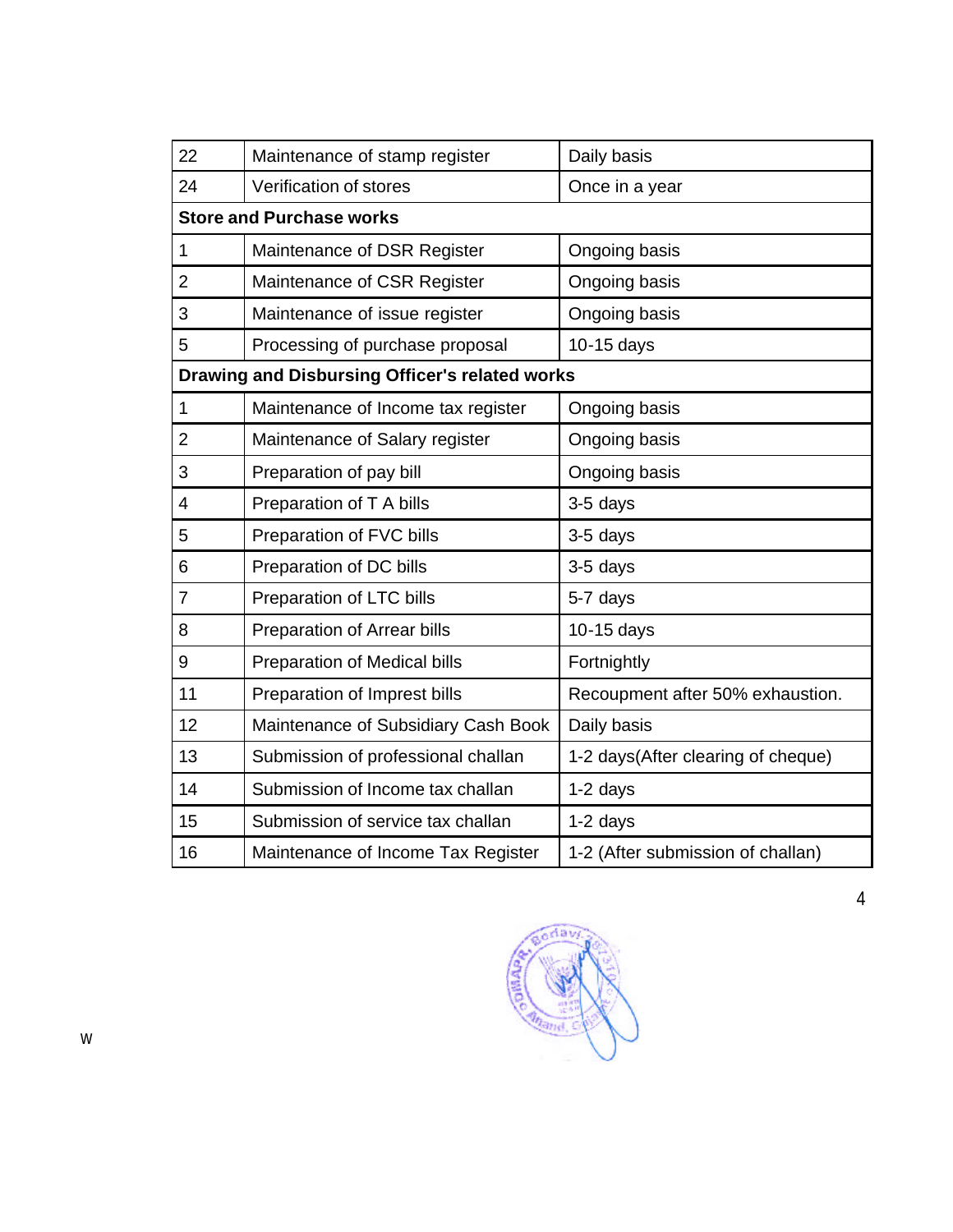| | | |
|---|---|---|
| 22 | Maintenance of stamp register | Daily basis |
| 24 | Verification of stores | Once in a year |
| **Store and Purchase works** | | |
| 1 | Maintenance of DSR Register | Ongoing basis |
| 2 | Maintenance of CSR Register | Ongoing basis |
| 3 | Maintenance of issue register | Ongoing basis |
| 5 | Processing of purchase proposal | 10-15 days |
| **Drawing and Disbursing Officer's related works** | | |
| 1 | Maintenance of Income tax register | Ongoing basis |
| 2 | Maintenance of Salary register | Ongoing basis |
| 3 | Preparation of pay bill | Ongoing basis |
| 4 | Preparation of T A bills | 3-5 days |
| 5 | Preparation of FVC bills | 3-5 days |
| 6 | Preparation of DC bills | 3-5 days |
| 7 | Preparation of LTC bills | 5-7 days |
| 8 | Preparation of Arrear bills | 10-15 days |
| 9 | Preparation of Medical bills | Fortnightly |
| 11 | Preparation of Imprest bills | Recoupment after 50% exhaustion. |
| 12 | Maintenance of Subsidiary Cash Book | Daily basis |
| 13 | Submission of professional challan | 1-2 days(After clearing of cheque) |
| 14 | Submission of Income tax challan | 1-2 days |
| 15 | Submission of service tax challan | 1-2 days |
| 16 | Maintenance of Income Tax Register | 1-2 (After submission of challan) |

W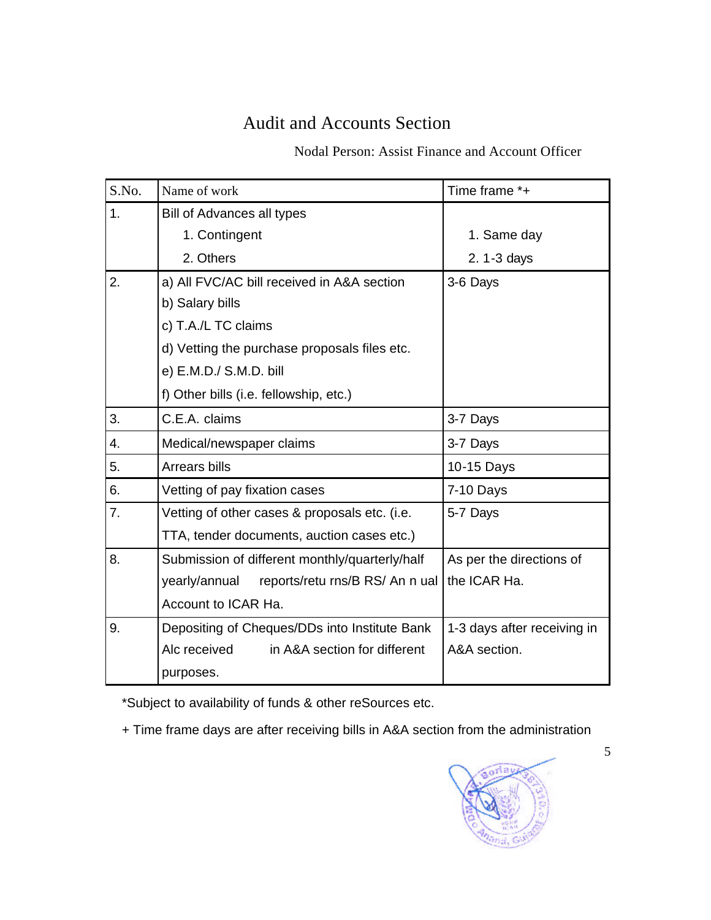# Audit and Accounts Section

Nodal Person: Assist Finance and Account Officer

| S.No. | Name of work | Time frame *+ |
|---|---|---|
| 1. | Bill of Advances all types<br>1. Contingent<br>2. Others | <br>1. Same day<br>2. 1-3 days |
| 2. | a) All FVC/AC bill received in A&A section<br>b) Salary bills<br>c) T.A./L TC claims<br>d) Vetting the purchase proposals files etc.<br>e) E.M.D./ S.M.D. bill<br>f) Other bills (i.e. fellowship, etc.) | 3-6 Days |
| 3. | C.E.A. claims | 3-7 Days |
| 4. | Medical/newspaper claims | 3-7 Days |
| 5. | Arrears bills | 10-15 Days |
| 6. | Vetting of pay fixation cases | 7-10 Days |
| 7. | Vetting of other cases & proposals etc. (i.e. TTA, tender documents, auction cases etc.) | 5-7 Days |
| 8. | Submission of different monthly/quarterly/half yearly/annual reports/retu rns/B RS/ An n ual Account to ICAR Ha. | As per the directions of the ICAR Ha. |
| 9. | Depositing of Cheques/DDs into Institute Bank Alc received in A&A section for different purposes. | 1-3 days after receiving in A&A section. |

*Subject to availability of funds & other reSources etc.

+ Time frame days are after receiving bills in A&A section from the administration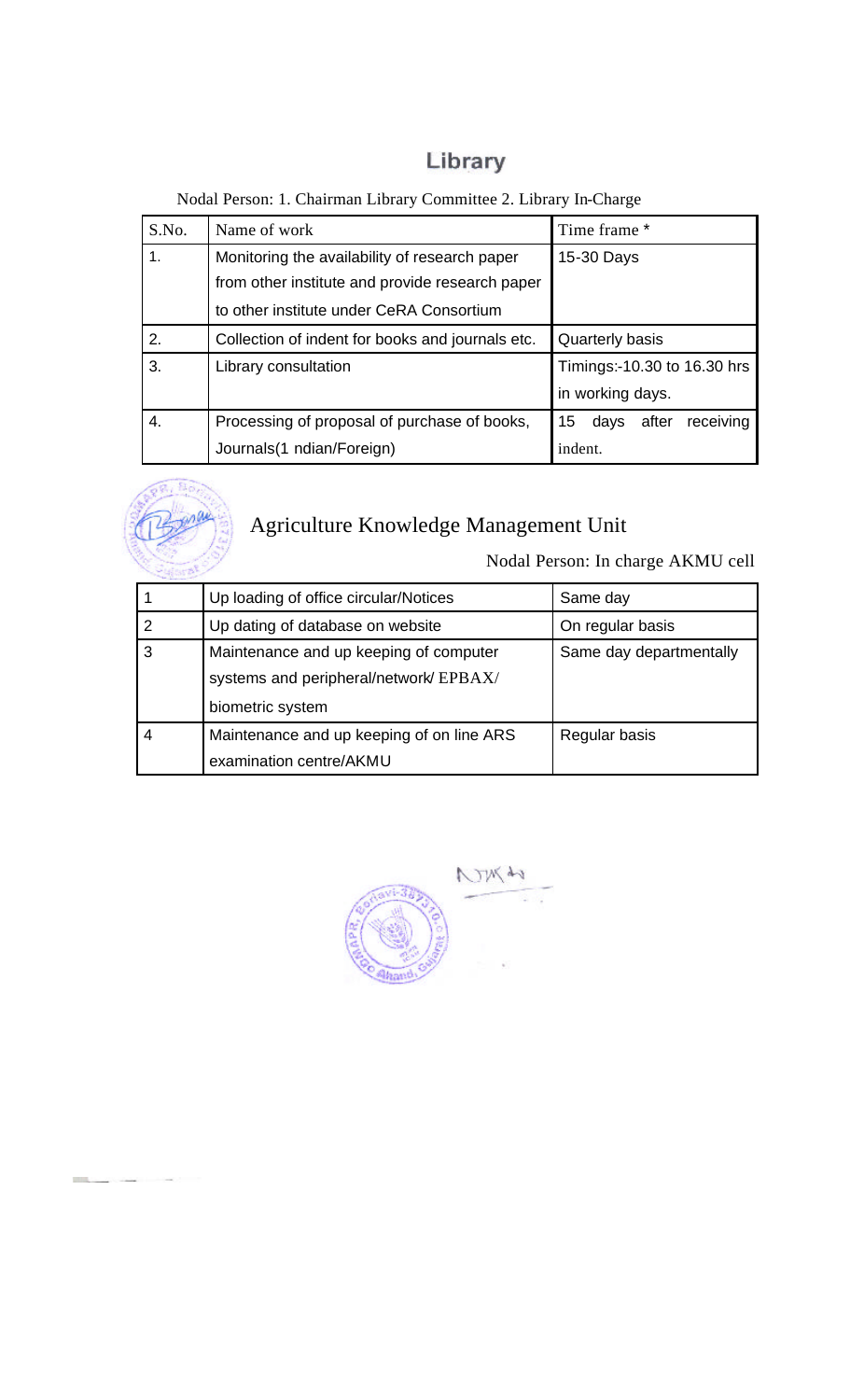# Library

Nodal Person: 1. Chairman Library Committee 2. Library In-Charge

| S.No. | Name of work | Time frame * |
|---|---|---|
| 1. | Monitoring the availability of research paper from other institute and provide research paper to other institute under CeRA Consortium | 15-30 Days |
| 2. | Collection of indent for books and journals etc. | Quarterly basis |
| 3. | Library consultation | Timings:-10.30 to 16.30 hrs in working days. |
| 4. | Processing of proposal of purchase of books, Journals(1 ndian/Foreign) | 15 days after receiving indent. |

## Agriculture Knowledge Management Unit

Nodal Person: In charge AKMU cell

| | | |
|---|---|---|
| 1 | Up loading of office circular/Notices | Same day |
| 2 | Up dating of database on website | On regular basis |
| 3 | Maintenance and up keeping of computer systems and peripheral/network/ EPBAX/ biometric system | Same day departmentally |
| 4 | Maintenance and up keeping of on line ARS examination centre/AKMU | Regular basis |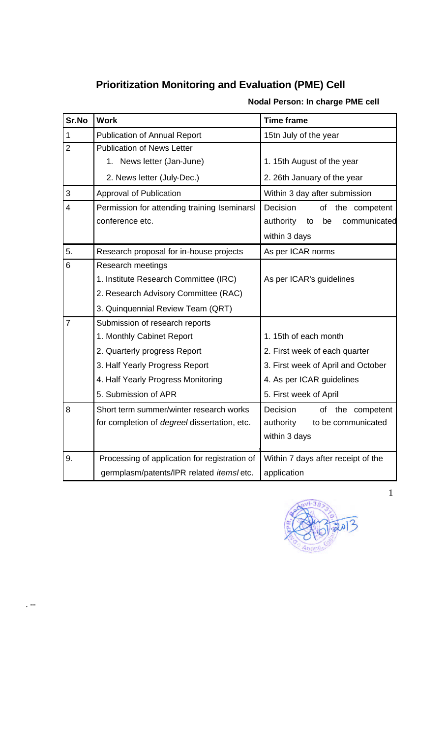# Prioritization Monitoring and Evaluation (PME) Cell

**Nodal Person: In charge PME cell**

| Sr.No | Work | Time frame |
|---|---|---|
| 1 | Publication of Annual Report | 15tn July of the year |
| 2 | Publication of News Letter<br>1. News letter (Jan-June)<br>2. News letter (July-Dec.) | <br>1. 15th August of the year<br>2. 26th January of the year |
| 3 | Approval of Publication | Within 3 day after submission |
| 4 | Permission for attending training Iseminarsl conference etc. | Decision of the competent authority to be communicated within 3 days |
| 5. | Research proposal for in-house projects | As per ICAR norms |
| 6 | Research meetings<br>1. Institute Research Committee (IRC)<br>2. Research Advisory Committee (RAC)<br>3. Quinquennial Review Team (QRT) | As per ICAR's guidelines |
| 7 | Submission of research reports<br>1. Monthly Cabinet Report<br>2. Quarterly progress Report<br>3. Half Yearly Progress Report<br>4. Half Yearly Progress Monitoring<br>5. Submission of APR | <br>1. 15th of each month<br>2. First week of each quarter<br>3. First week of April and October<br>4. As per ICAR guidelines<br>5. First week of April |
| 8 | Short term summer/winter research works for completion of *degreel* dissertation, etc. | Decision of the competent authority to be communicated within 3 days |
| 9. | Processing of application for registration of germplasm/patents/IPR related *itemsl* etc. | Within 7 days after receipt of the application |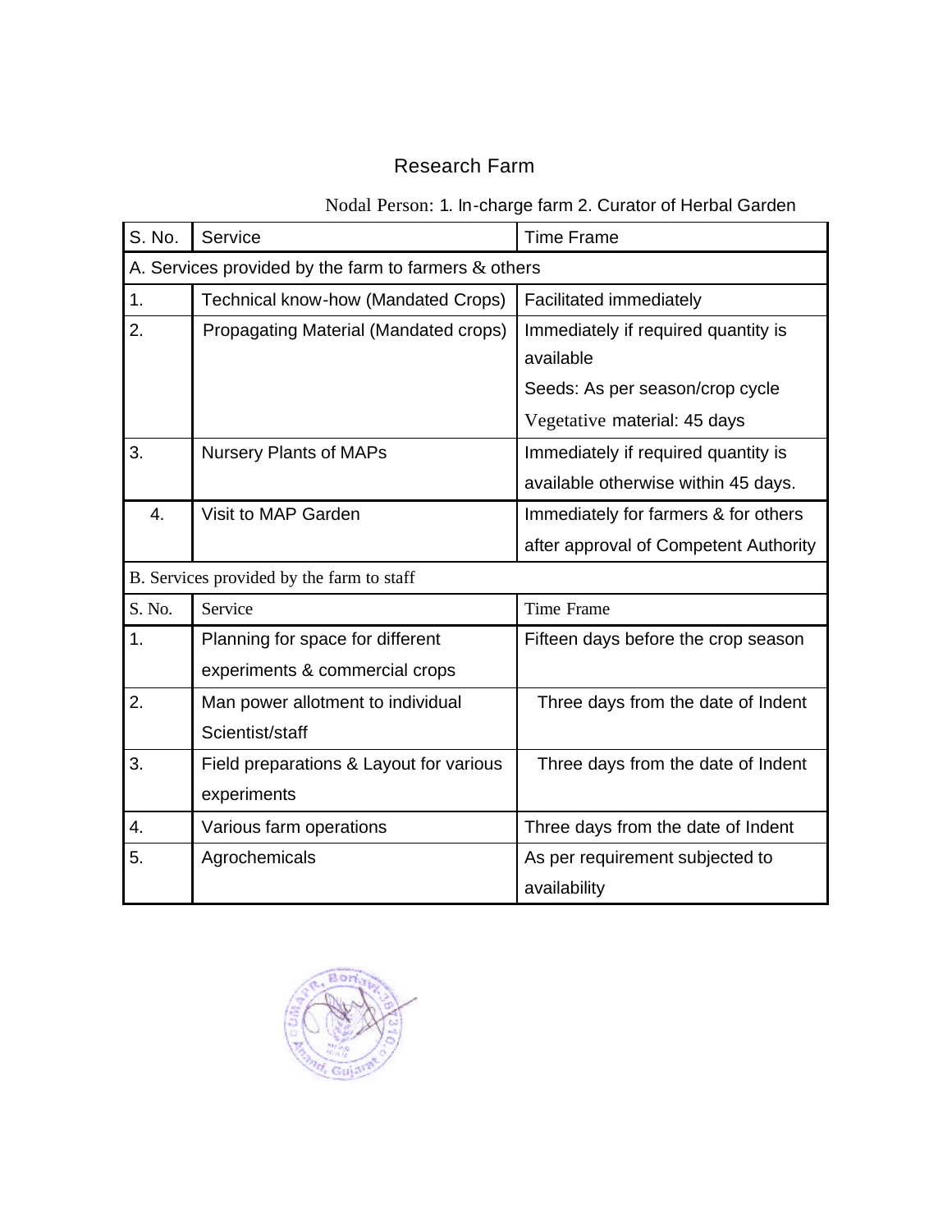# Research Farm

Nodal Person: 1. In-charge farm 2. Curator of Herbal Garden

| S. No. | Service | Time Frame |
|---|---|---|
| A. Services provided by the farm to farmers & others | | |
| 1. | Technical know-how (Mandated Crops) | Facilitated immediately |
| 2. | Propagating Material (Mandated crops) | Immediately if required quantity is available<br>Seeds: As per season/crop cycle<br>Vegetative material: 45 days |
| 3. | Nursery Plants of MAPs | Immediately if required quantity is available otherwise within 45 days. |
| 4. | Visit to MAP Garden | Immediately for farmers & for others after approval of Competent Authority |
| B. Services provided by the farm to staff | | |
| S. No. | Service | Time Frame |
| 1. | Planning for space for different experiments & commercial crops | Fifteen days before the crop season |
| 2. | Man power allotment to individual Scientist/staff | Three days from the date of Indent |
| 3. | Field preparations & Layout for various experiments | Three days from the date of Indent |
| 4. | Various farm operations | Three days from the date of Indent |
| 5. | Agrochemicals | As per requirement subjected to availability |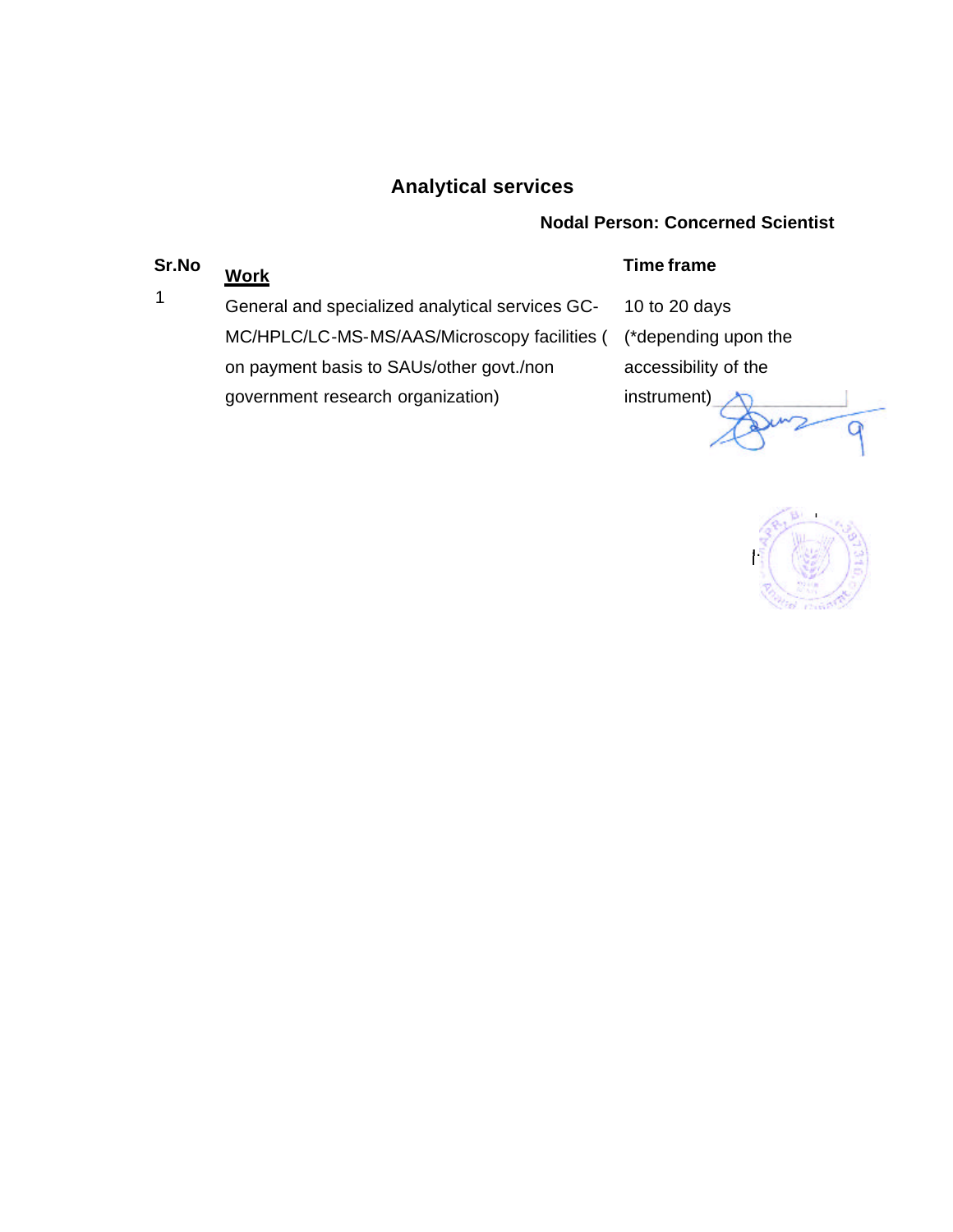## Analytical services

**Nodal Person: Concerned Scientist**

| Sr.No | Work | Time frame |
|---|---|---|
| 1 | General and specialized analytical services GC-MC/HPLC/LC-MS-MS/AAS/Microscopy facilities ( on payment basis to SAUs/other govt./non government research organization) | 10 to 20 days (*depending upon the accessibility of the instrument) |